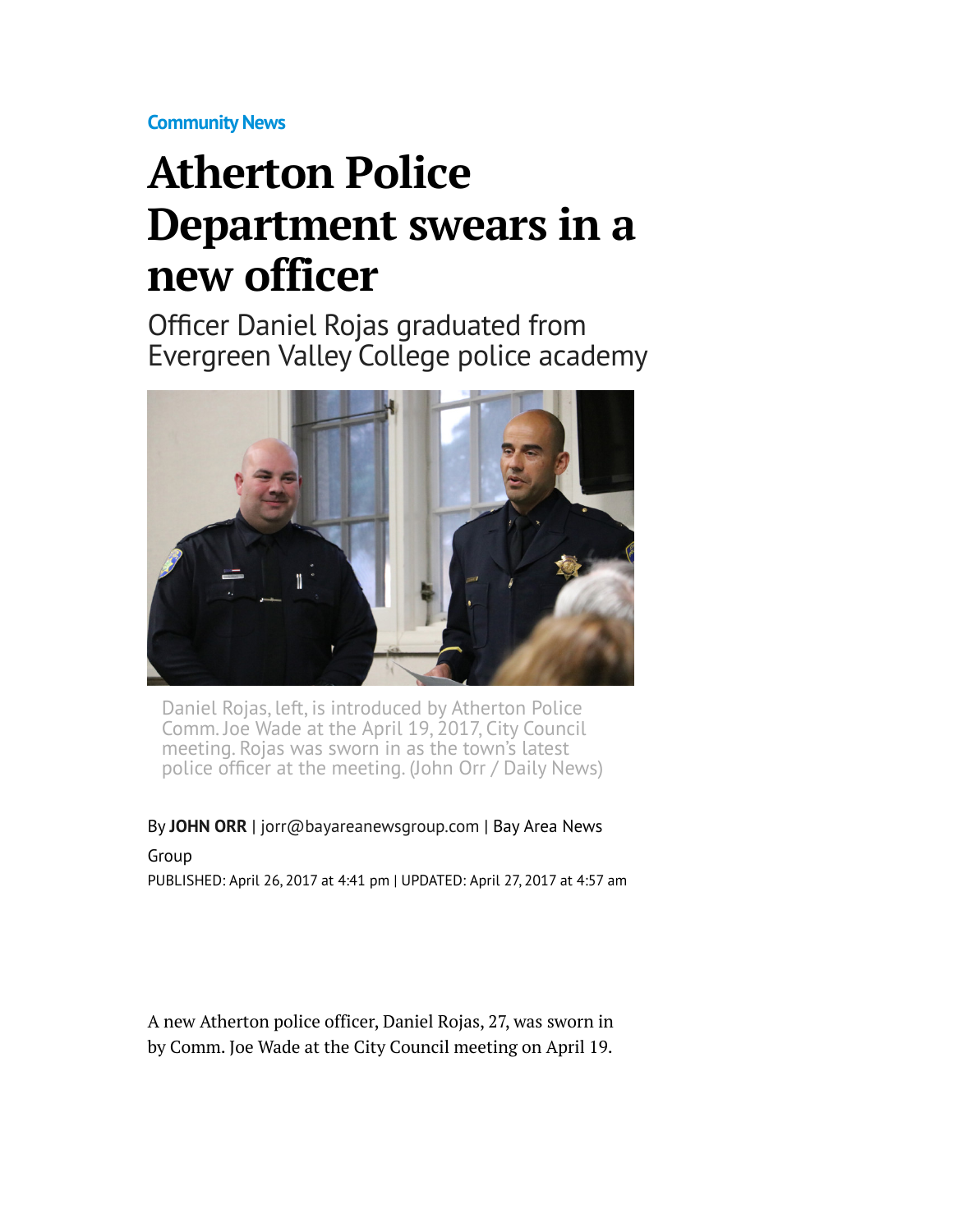Community News

# Atherton Police Department swears in a new officer

## Officer Daniel Rojas graduated from Evergreen Valley College police academy

Daniel Rojas, left, is introduced by Atherton Police Comm. Joe Wade at the April 19, 2017, City Council meeting. Rojas was sworn in as the town's latest police officer at the meeting. (John Orr / Daily News)

By **JOHN ORR** | jorr@bayareanewsgroup.com | Bay Area News Group

PUBLISHED: April 26, 2017 at 4:41 pm | UPDATED: April 27, 2017 at 4:57 am

A new Atherton police officer, Daniel Rojas, 27, was sworn in by Comm. Joe Wade at the City Council meeting on April 19.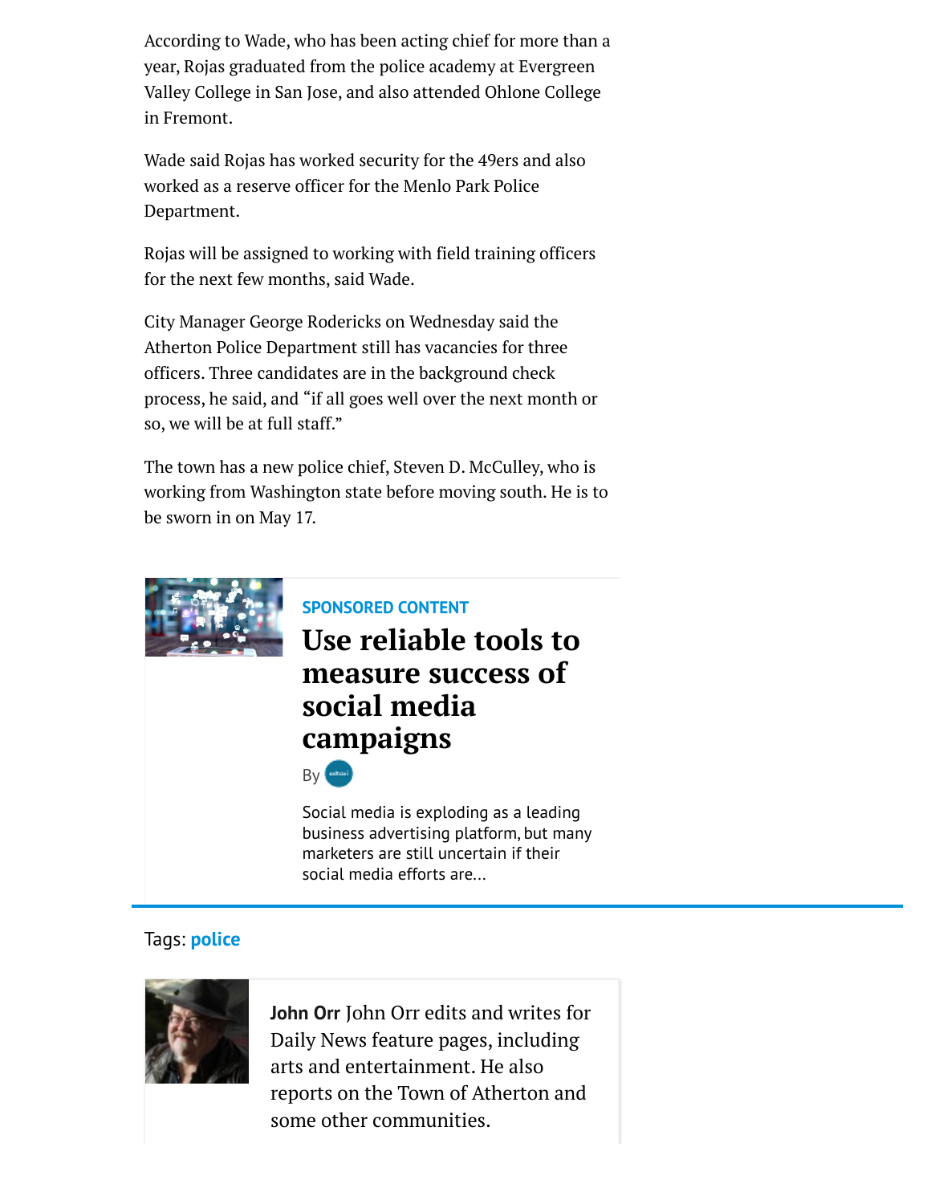According to Wade, who has been acting chief for more than a year, Rojas graduated from the police academy at Evergreen Valley College in San Jose, and also attended Ohlone College in Fremont.

Wade said Rojas has worked security for the 49ers and also worked as a reserve officer for the Menlo Park Police Department.

Rojas will be assigned to working with field training officers for the next few months, said Wade.

City Manager George Rodericks on Wednesday said the Atherton Police Department still has vacancies for three officers. Three candidates are in the background check process, he said, and "if all goes well over the next month or so, we will be at full staff."

The town has a new police chief, Steven D. McCulley, who is working from Washington state before moving south. He is to be sworn in on May 17.

SPONSORED CONTENT

## Use reliable tools to measure success of social media campaigns

By

Social media is exploding as a leading business advertising platform, but many marketers are still uncertain if their social media efforts are...

Tags: **police**

**John Orr** John Orr edits and writes for Daily News feature pages, including arts and entertainment. He also reports on the Town of Atherton and some other communities.